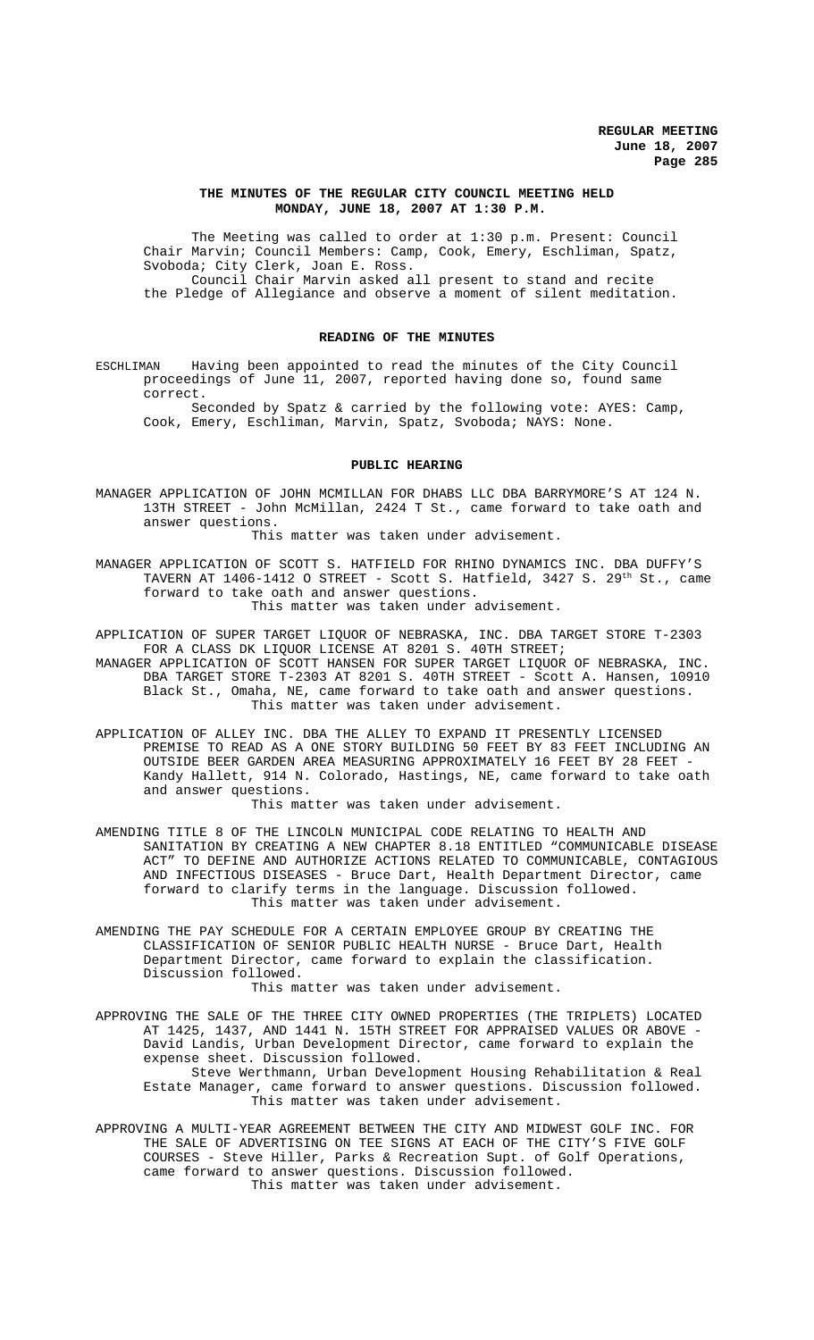**REGULAR MEETING**
**June 18, 2007**
**Page 285**

## THE MINUTES OF THE REGULAR CITY COUNCIL MEETING HELD MONDAY, JUNE 18, 2007 AT 1:30 P.M.

The Meeting was called to order at 1:30 p.m. Present: Council Chair Marvin; Council Members: Camp, Cook, Emery, Eschliman, Spatz, Svoboda; City Clerk, Joan E. Ross.

Council Chair Marvin asked all present to stand and recite the Pledge of Allegiance and observe a moment of silent meditation.

### READING OF THE MINUTES

ESCHLIMAN Having been appointed to read the minutes of the City Council proceedings of June 11, 2007, reported having done so, found same correct.

Seconded by Spatz & carried by the following vote: AYES: Camp, Cook, Emery, Eschliman, Marvin, Spatz, Svoboda; NAYS: None.

### PUBLIC HEARING

MANAGER APPLICATION OF JOHN MCMILLAN FOR DHABS LLC DBA BARRYMORE'S AT 124 N. 13TH STREET - John McMillan, 2424 T St., came forward to take oath and answer questions.

This matter was taken under advisement.

MANAGER APPLICATION OF SCOTT S. HATFIELD FOR RHINO DYNAMICS INC. DBA DUFFY'S TAVERN AT 1406-1412 O STREET - Scott S. Hatfield, 3427 S. 29th St., came forward to take oath and answer questions.

This matter was taken under advisement.

APPLICATION OF SUPER TARGET LIQUOR OF NEBRASKA, INC. DBA TARGET STORE T-2303 FOR A CLASS DK LIQUOR LICENSE AT 8201 S. 40TH STREET;

MANAGER APPLICATION OF SCOTT HANSEN FOR SUPER TARGET LIQUOR OF NEBRASKA, INC. DBA TARGET STORE T-2303 AT 8201 S. 40TH STREET - Scott A. Hansen, 10910 Black St., Omaha, NE, came forward to take oath and answer questions.

This matter was taken under advisement.

APPLICATION OF ALLEY INC. DBA THE ALLEY TO EXPAND IT PRESENTLY LICENSED PREMISE TO READ AS A ONE STORY BUILDING 50 FEET BY 83 FEET INCLUDING AN OUTSIDE BEER GARDEN AREA MEASURING APPROXIMATELY 16 FEET BY 28 FEET - Kandy Hallett, 914 N. Colorado, Hastings, NE, came forward to take oath and answer questions.

This matter was taken under advisement.

AMENDING TITLE 8 OF THE LINCOLN MUNICIPAL CODE RELATING TO HEALTH AND SANITATION BY CREATING A NEW CHAPTER 8.18 ENTITLED "COMMUNICABLE DISEASE ACT" TO DEFINE AND AUTHORIZE ACTIONS RELATED TO COMMUNICABLE, CONTAGIOUS AND INFECTIOUS DISEASES - Bruce Dart, Health Department Director, came forward to clarify terms in the language. Discussion followed.

This matter was taken under advisement.

AMENDING THE PAY SCHEDULE FOR A CERTAIN EMPLOYEE GROUP BY CREATING THE CLASSIFICATION OF SENIOR PUBLIC HEALTH NURSE - Bruce Dart, Health Department Director, came forward to explain the classification. Discussion followed.

This matter was taken under advisement.

APPROVING THE SALE OF THE THREE CITY OWNED PROPERTIES (THE TRIPLETS) LOCATED AT 1425, 1437, AND 1441 N. 15TH STREET FOR APPRAISED VALUES OR ABOVE - David Landis, Urban Development Director, came forward to explain the expense sheet. Discussion followed.

Steve Werthmann, Urban Development Housing Rehabilitation & Real Estate Manager, came forward to answer questions. Discussion followed.

This matter was taken under advisement.

APPROVING A MULTI-YEAR AGREEMENT BETWEEN THE CITY AND MIDWEST GOLF INC. FOR THE SALE OF ADVERTISING ON TEE SIGNS AT EACH OF THE CITY'S FIVE GOLF COURSES - Steve Hiller, Parks & Recreation Supt. of Golf Operations, came forward to answer questions. Discussion followed.

This matter was taken under advisement.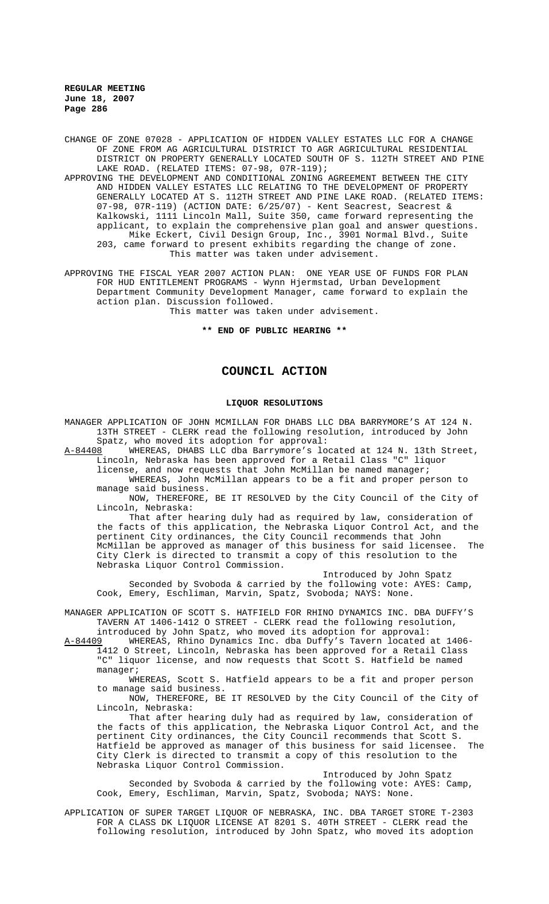CHANGE OF ZONE 07028 - APPLICATION OF HIDDEN VALLEY ESTATES LLC FOR A CHANGE OF ZONE FROM AG AGRICULTURAL DISTRICT TO AGR AGRICULTURAL RESIDENTIAL DISTRICT ON PROPERTY GENERALLY LOCATED SOUTH OF S. 112TH STREET AND PINE LAKE ROAD. (RELATED ITEMS: 07-98, 07R-119);

APPROVING THE DEVELOPMENT AND CONDITIONAL ZONING AGREEMENT BETWEEN THE CITY AND HIDDEN VALLEY ESTATES LLC RELATING TO THE DEVELOPMENT OF PROPERTY GENERALLY LOCATED AT S. 112TH STREET AND PINE LAKE ROAD. (RELATED ITEMS: 07-98, 07R-119) (ACTION DATE: 6/25/07) - Kent Seacrest, Seacrest & Kalkowski, 1111 Lincoln Mall, Suite 350, came forward representing the applicant, to explain the comprehensive plan goal and answer questions. Mike Eckert, Civil Design Group, Inc., 3901 Normal Blvd., Suite 203, came forward to present exhibits regarding the change of zone. This matter was taken under advisement.

APPROVING THE FISCAL YEAR 2007 ACTION PLAN: ONE YEAR USE OF FUNDS FOR PLAN FOR HUD ENTITLEMENT PROGRAMS - Wynn Hjermstad, Urban Development Department Community Development Manager, came forward to explain the action plan. Discussion followed.
This matter was taken under advisement.

**\*\* END OF PUBLIC HEARING \*\***

# COUNCIL ACTION

## LIQUOR RESOLUTIONS

MANAGER APPLICATION OF JOHN MCMILLAN FOR DHABS LLC DBA BARRYMORE'S AT 124 N. 13TH STREET - CLERK read the following resolution, introduced by John Spatz, who moved its adoption for approval:

A-84408 WHEREAS, DHABS LLC dba Barrymore's located at 124 N. 13th Street, Lincoln, Nebraska has been approved for a Retail Class "C" liquor license, and now requests that John McMillan be named manager;

WHEREAS, John McMillan appears to be a fit and proper person to manage said business.

NOW, THEREFORE, BE IT RESOLVED by the City Council of the City of Lincoln, Nebraska:

That after hearing duly had as required by law, consideration of the facts of this application, the Nebraska Liquor Control Act, and the pertinent City ordinances, the City Council recommends that John McMillan be approved as manager of this business for said licensee. The City Clerk is directed to transmit a copy of this resolution to the Nebraska Liquor Control Commission.

Introduced by John Spatz

Seconded by Svoboda & carried by the following vote: AYES: Camp, Cook, Emery, Eschliman, Marvin, Spatz, Svoboda; NAYS: None.

MANAGER APPLICATION OF SCOTT S. HATFIELD FOR RHINO DYNAMICS INC. DBA DUFFY'S TAVERN AT 1406-1412 O STREET - CLERK read the following resolution, introduced by John Spatz, who moved its adoption for approval:

A-84409 WHEREAS, Rhino Dynamics Inc. dba Duffy's Tavern located at 1406-1412 O Street, Lincoln, Nebraska has been approved for a Retail Class "C" liquor license, and now requests that Scott S. Hatfield be named manager;

WHEREAS, Scott S. Hatfield appears to be a fit and proper person to manage said business.

NOW, THEREFORE, BE IT RESOLVED by the City Council of the City of Lincoln, Nebraska:

That after hearing duly had as required by law, consideration of the facts of this application, the Nebraska Liquor Control Act, and the pertinent City ordinances, the City Council recommends that Scott S. Hatfield be approved as manager of this business for said licensee. The City Clerk is directed to transmit a copy of this resolution to the Nebraska Liquor Control Commission.

Introduced by John Spatz

Seconded by Svoboda & carried by the following vote: AYES: Camp, Cook, Emery, Eschliman, Marvin, Spatz, Svoboda; NAYS: None.

APPLICATION OF SUPER TARGET LIQUOR OF NEBRASKA, INC. DBA TARGET STORE T-2303 FOR A CLASS DK LIQUOR LICENSE AT 8201 S. 40TH STREET - CLERK read the following resolution, introduced by John Spatz, who moved its adoption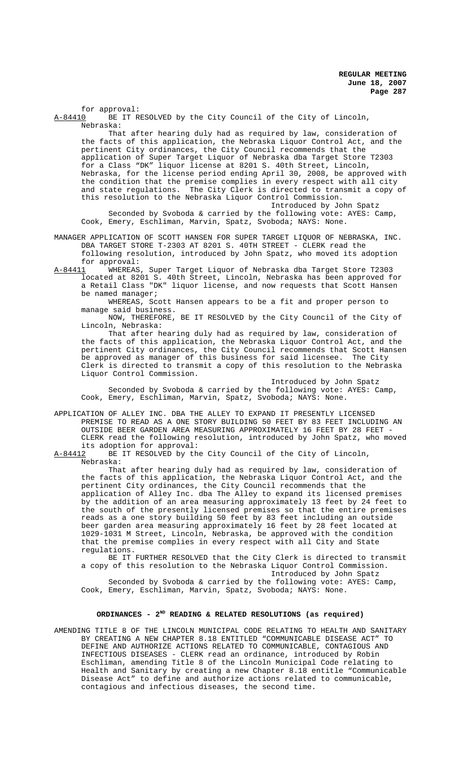for approval:

A-84410 BE IT RESOLVED by the City Council of the City of Lincoln, Nebraska:

That after hearing duly had as required by law, consideration of the facts of this application, the Nebraska Liquor Control Act, and the pertinent City ordinances, the City Council recommends that the application of Super Target Liquor of Nebraska dba Target Store T2303 for a Class "DK" liquor license at 8201 S. 40th Street, Lincoln, Nebraska, for the license period ending April 30, 2008, be approved with the condition that the premise complies in every respect with all city and state regulations. The City Clerk is directed to transmit a copy of this resolution to the Nebraska Liquor Control Commission.

Introduced by John Spatz

Seconded by Svoboda & carried by the following vote: AYES: Camp, Cook, Emery, Eschliman, Marvin, Spatz, Svoboda; NAYS: None.

MANAGER APPLICATION OF SCOTT HANSEN FOR SUPER TARGET LIQUOR OF NEBRASKA, INC. DBA TARGET STORE T-2303 AT 8201 S. 40TH STREET - CLERK read the following resolution, introduced by John Spatz, who moved its adoption for approval:

A-84411 WHEREAS, Super Target Liquor of Nebraska dba Target Store T2303 located at 8201 S. 40th Street, Lincoln, Nebraska has been approved for a Retail Class "DK" liquor license, and now requests that Scott Hansen be named manager;

WHEREAS, Scott Hansen appears to be a fit and proper person to manage said business.

NOW, THEREFORE, BE IT RESOLVED by the City Council of the City of Lincoln, Nebraska:

That after hearing duly had as required by law, consideration of the facts of this application, the Nebraska Liquor Control Act, and the pertinent City ordinances, the City Council recommends that Scott Hansen be approved as manager of this business for said licensee. The City Clerk is directed to transmit a copy of this resolution to the Nebraska Liquor Control Commission.

Introduced by John Spatz

Seconded by Svoboda & carried by the following vote: AYES: Camp, Cook, Emery, Eschliman, Marvin, Spatz, Svoboda; NAYS: None.

APPLICATION OF ALLEY INC. DBA THE ALLEY TO EXPAND IT PRESENTLY LICENSED PREMISE TO READ AS A ONE STORY BUILDING 50 FEET BY 83 FEET INCLUDING AN OUTSIDE BEER GARDEN AREA MEASURING APPROXIMATELY 16 FEET BY 28 FEET - CLERK read the following resolution, introduced by John Spatz, who moved its adoption for approval:

A-84412 BE IT RESOLVED by the City Council of the City of Lincoln, Nebraska:

That after hearing duly had as required by law, consideration of the facts of this application, the Nebraska Liquor Control Act, and the pertinent City ordinances, the City Council recommends that the application of Alley Inc. dba The Alley to expand its licensed premises by the addition of an area measuring approximately 13 feet by 24 feet to the south of the presently licensed premises so that the entire premises reads as a one story building 50 feet by 83 feet including an outside beer garden area measuring approximately 16 feet by 28 feet located at 1029-1031 M Street, Lincoln, Nebraska, be approved with the condition that the premise complies in every respect with all City and State regulations.

BE IT FURTHER RESOLVED that the City Clerk is directed to transmit a copy of this resolution to the Nebraska Liquor Control Commission.

Introduced by John Spatz

Seconded by Svoboda & carried by the following vote: AYES: Camp, Cook, Emery, Eschliman, Marvin, Spatz, Svoboda; NAYS: None.

## ORDINANCES - 2ND READING & RELATED RESOLUTIONS (as required)

AMENDING TITLE 8 OF THE LINCOLN MUNICIPAL CODE RELATING TO HEALTH AND SANITARY BY CREATING A NEW CHAPTER 8.18 ENTITLED "COMMUNICABLE DISEASE ACT" TO DEFINE AND AUTHORIZE ACTIONS RELATED TO COMMUNICABLE, CONTAGIOUS AND INFECTIOUS DISEASES - CLERK read an ordinance, introduced by Robin Eschliman, amending Title 8 of the Lincoln Municipal Code relating to Health and Sanitary by creating a new Chapter 8.18 entitle "Communicable Disease Act" to define and authorize actions related to communicable, contagious and infectious diseases, the second time.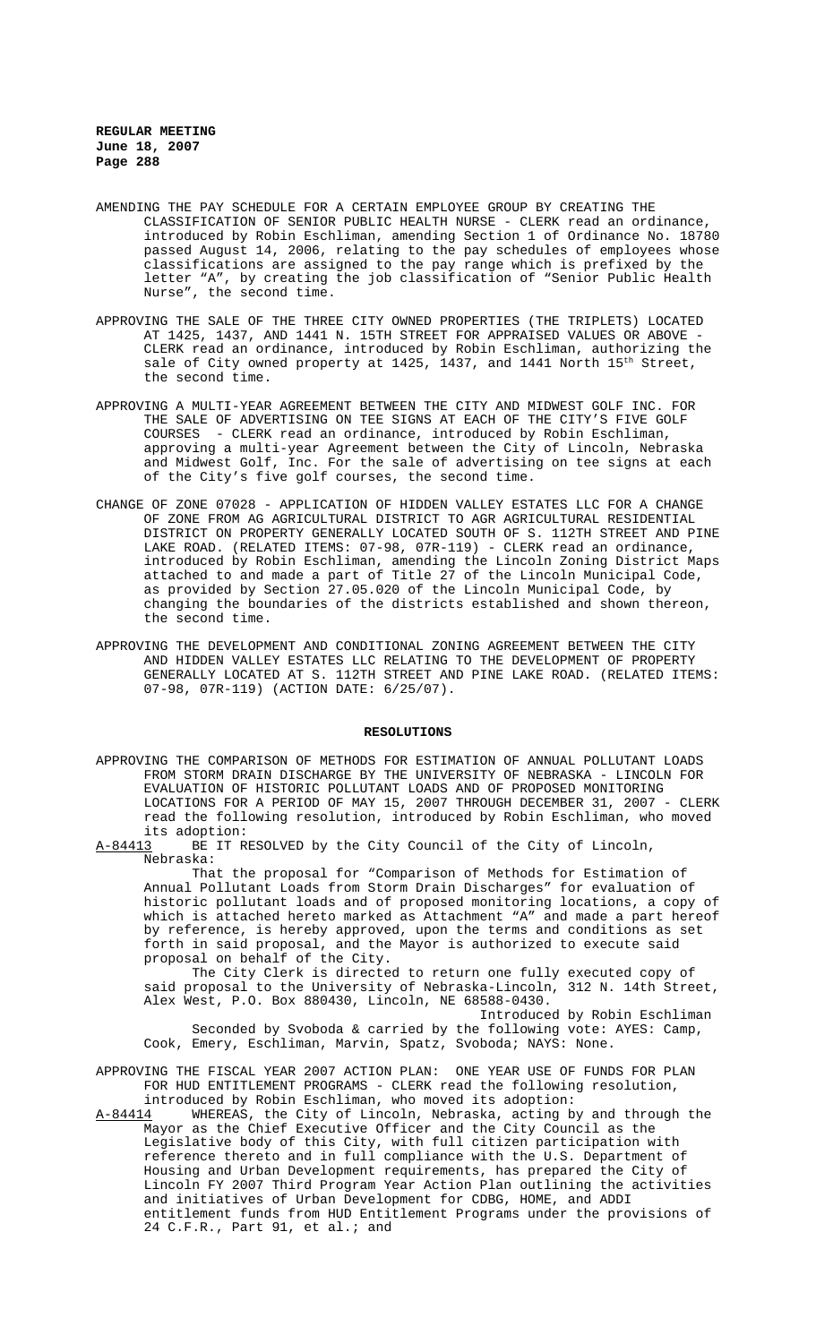AMENDING THE PAY SCHEDULE FOR A CERTAIN EMPLOYEE GROUP BY CREATING THE CLASSIFICATION OF SENIOR PUBLIC HEALTH NURSE - CLERK read an ordinance, introduced by Robin Eschliman, amending Section 1 of Ordinance No. 18780 passed August 14, 2006, relating to the pay schedules of employees whose classifications are assigned to the pay range which is prefixed by the letter "A", by creating the job classification of "Senior Public Health Nurse", the second time.

APPROVING THE SALE OF THE THREE CITY OWNED PROPERTIES (THE TRIPLETS) LOCATED AT 1425, 1437, AND 1441 N. 15TH STREET FOR APPRAISED VALUES OR ABOVE - CLERK read an ordinance, introduced by Robin Eschliman, authorizing the sale of City owned property at 1425, 1437, and 1441 North 15th Street, the second time.

APPROVING A MULTI-YEAR AGREEMENT BETWEEN THE CITY AND MIDWEST GOLF INC. FOR THE SALE OF ADVERTISING ON TEE SIGNS AT EACH OF THE CITY'S FIVE GOLF COURSES - CLERK read an ordinance, introduced by Robin Eschliman, approving a multi-year Agreement between the City of Lincoln, Nebraska and Midwest Golf, Inc. For the sale of advertising on tee signs at each of the City's five golf courses, the second time.

CHANGE OF ZONE 07028 - APPLICATION OF HIDDEN VALLEY ESTATES LLC FOR A CHANGE OF ZONE FROM AG AGRICULTURAL DISTRICT TO AGR AGRICULTURAL RESIDENTIAL DISTRICT ON PROPERTY GENERALLY LOCATED SOUTH OF S. 112TH STREET AND PINE LAKE ROAD. (RELATED ITEMS: 07-98, 07R-119) - CLERK read an ordinance, introduced by Robin Eschliman, amending the Lincoln Zoning District Maps attached to and made a part of Title 27 of the Lincoln Municipal Code, as provided by Section 27.05.020 of the Lincoln Municipal Code, by changing the boundaries of the districts established and shown thereon, the second time.

APPROVING THE DEVELOPMENT AND CONDITIONAL ZONING AGREEMENT BETWEEN THE CITY AND HIDDEN VALLEY ESTATES LLC RELATING TO THE DEVELOPMENT OF PROPERTY GENERALLY LOCATED AT S. 112TH STREET AND PINE LAKE ROAD. (RELATED ITEMS: 07-98, 07R-119) (ACTION DATE: 6/25/07).

## RESOLUTIONS

APPROVING THE COMPARISON OF METHODS FOR ESTIMATION OF ANNUAL POLLUTANT LOADS FROM STORM DRAIN DISCHARGE BY THE UNIVERSITY OF NEBRASKA - LINCOLN FOR EVALUATION OF HISTORIC POLLUTANT LOADS AND OF PROPOSED MONITORING LOCATIONS FOR A PERIOD OF MAY 15, 2007 THROUGH DECEMBER 31, 2007 - CLERK read the following resolution, introduced by Robin Eschliman, who moved its adoption:

A-84413 BE IT RESOLVED by the City Council of the City of Lincoln, Nebraska:

That the proposal for "Comparison of Methods for Estimation of Annual Pollutant Loads from Storm Drain Discharges" for evaluation of historic pollutant loads and of proposed monitoring locations, a copy of which is attached hereto marked as Attachment "A" and made a part hereof by reference, is hereby approved, upon the terms and conditions as set forth in said proposal, and the Mayor is authorized to execute said proposal on behalf of the City.

The City Clerk is directed to return one fully executed copy of said proposal to the University of Nebraska-Lincoln, 312 N. 14th Street, Alex West, P.O. Box 880430, Lincoln, NE 68588-0430.

Introduced by Robin Eschliman

Seconded by Svoboda & carried by the following vote: AYES: Camp, Cook, Emery, Eschliman, Marvin, Spatz, Svoboda; NAYS: None.

APPROVING THE FISCAL YEAR 2007 ACTION PLAN: ONE YEAR USE OF FUNDS FOR PLAN FOR HUD ENTITLEMENT PROGRAMS - CLERK read the following resolution, introduced by Robin Eschliman, who moved its adoption:

A-84414 WHEREAS, the City of Lincoln, Nebraska, acting by and through the Mayor as the Chief Executive Officer and the City Council as the Legislative body of this City, with full citizen participation with reference thereto and in full compliance with the U.S. Department of Housing and Urban Development requirements, has prepared the City of Lincoln FY 2007 Third Program Year Action Plan outlining the activities and initiatives of Urban Development for CDBG, HOME, and ADDI entitlement funds from HUD Entitlement Programs under the provisions of 24 C.F.R., Part 91, et al.; and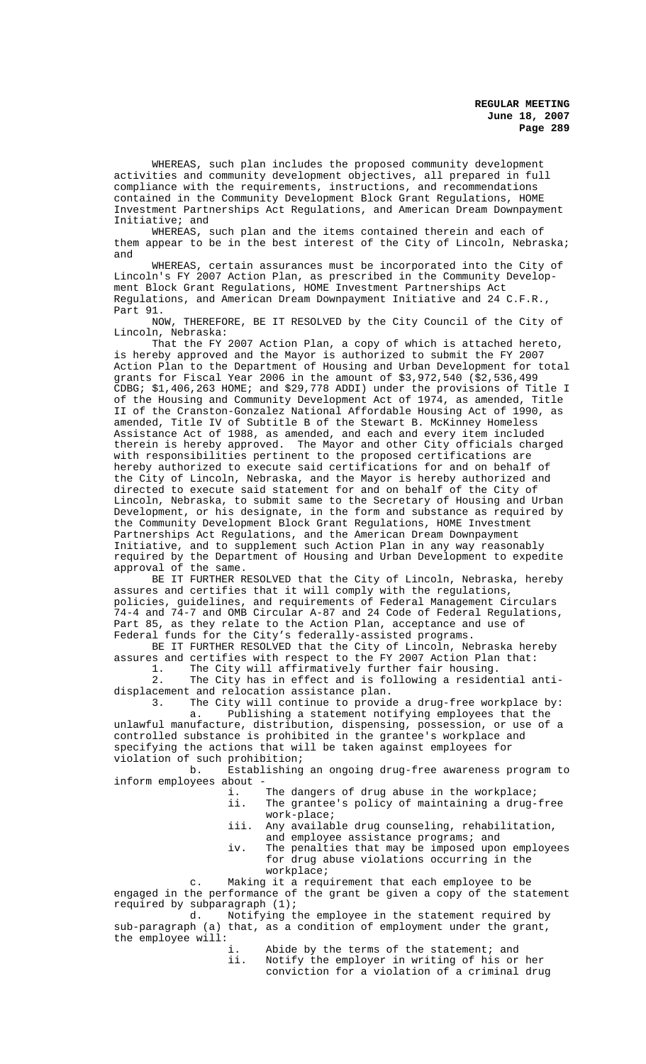WHEREAS, such plan includes the proposed community development activities and community development objectives, all prepared in full compliance with the requirements, instructions, and recommendations contained in the Community Development Block Grant Regulations, HOME Investment Partnerships Act Regulations, and American Dream Downpayment Initiative; and

WHEREAS, such plan and the items contained therein and each of them appear to be in the best interest of the City of Lincoln, Nebraska; and

WHEREAS, certain assurances must be incorporated into the City of Lincoln's FY 2007 Action Plan, as prescribed in the Community Development Block Grant Regulations, HOME Investment Partnerships Act Regulations, and American Dream Downpayment Initiative and 24 C.F.R., Part 91.

NOW, THEREFORE, BE IT RESOLVED by the City Council of the City of Lincoln, Nebraska:

That the FY 2007 Action Plan, a copy of which is attached hereto, is hereby approved and the Mayor is authorized to submit the FY 2007 Action Plan to the Department of Housing and Urban Development for total grants for Fiscal Year 2006 in the amount of $3,972,540 ($2,536,499 CDBG; $1,406,263 HOME; and $29,778 ADDI) under the provisions of Title I of the Housing and Community Development Act of 1974, as amended, Title II of the Cranston-Gonzalez National Affordable Housing Act of 1990, as amended, Title IV of Subtitle B of the Stewart B. McKinney Homeless Assistance Act of 1988, as amended, and each and every item included therein is hereby approved. The Mayor and other City officials charged with responsibilities pertinent to the proposed certifications are hereby authorized to execute said certifications for and on behalf of the City of Lincoln, Nebraska, and the Mayor is hereby authorized and directed to execute said statement for and on behalf of the City of Lincoln, Nebraska, to submit same to the Secretary of Housing and Urban Development, or his designate, in the form and substance as required by the Community Development Block Grant Regulations, HOME Investment Partnerships Act Regulations, and the American Dream Downpayment Initiative, and to supplement such Action Plan in any way reasonably required by the Department of Housing and Urban Development to expedite approval of the same.

BE IT FURTHER RESOLVED that the City of Lincoln, Nebraska, hereby assures and certifies that it will comply with the regulations, policies, guidelines, and requirements of Federal Management Circulars 74-4 and 74-7 and OMB Circular A-87 and 24 Code of Federal Regulations, Part 85, as they relate to the Action Plan, acceptance and use of Federal funds for the City's federally-assisted programs.

BE IT FURTHER RESOLVED that the City of Lincoln, Nebraska hereby assures and certifies with respect to the FY 2007 Action Plan that:

1. The City will affirmatively further fair housing.
2. The City has in effect and is following a residential anti-displacement and relocation assistance plan.
3. The City will continue to provide a drug-free workplace by:
   a. Publishing a statement notifying employees that the unlawful manufacture, distribution, dispensing, possession, or use of a controlled substance is prohibited in the grantee's workplace and specifying the actions that will be taken against employees for violation of such prohibition;
   b. Establishing an ongoing drug-free awareness program to inform employees about -
      i. The dangers of drug abuse in the workplace;
      ii. The grantee's policy of maintaining a drug-free work-place;
      iii. Any available drug counseling, rehabilitation, and employee assistance programs; and
      iv. The penalties that may be imposed upon employees for drug abuse violations occurring in the workplace;
   c. Making it a requirement that each employee to be engaged in the performance of the grant be given a copy of the statement required by subparagraph (1);
   d. Notifying the employee in the statement required by sub-paragraph (a) that, as a condition of employment under the grant, the employee will:
      i. Abide by the terms of the statement; and
      ii. Notify the employer in writing of his or her conviction for a violation of a criminal drug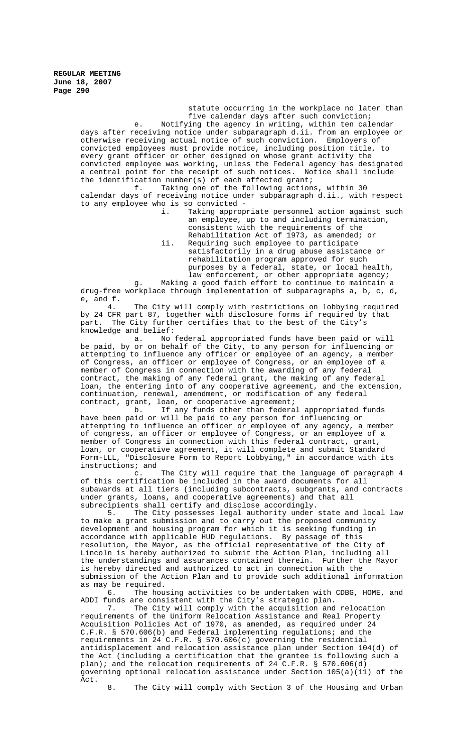statute occurring in the workplace no later than five calendar days after such conviction;

e. Notifying the agency in writing, within ten calendar days after receiving notice under subparagraph d.ii. from an employee or otherwise receiving actual notice of such conviction. Employers of convicted employees must provide notice, including position title, to every grant officer or other designed on whose grant activity the convicted employee was working, unless the Federal agency has designated a central point for the receipt of such notices. Notice shall include the identification number(s) of each affected grant;

f. Taking one of the following actions, within 30 calendar days of receiving notice under subparagraph d.ii., with respect to any employee who is so convicted -

i. Taking appropriate personnel action against such an employee, up to and including termination, consistent with the requirements of the Rehabilitation Act of 1973, as amended; or

ii. Requiring such employee to participate satisfactorily in a drug abuse assistance or rehabilitation program approved for such purposes by a federal, state, or local health, law enforcement, or other appropriate agency;

g. Making a good faith effort to continue to maintain a drug-free workplace through implementation of subparagraphs a, b, c, d, e, and f.

4. The City will comply with restrictions on lobbying required by 24 CFR part 87, together with disclosure forms if required by that part. The City further certifies that to the best of the City's knowledge and belief:

a. No federal appropriated funds have been paid or will be paid, by or on behalf of the City, to any person for influencing or attempting to influence any officer or employee of an agency, a member of Congress, an officer or employee of Congress, or an employee of a member of Congress in connection with the awarding of any federal contract, the making of any federal grant, the making of any federal loan, the entering into of any cooperative agreement, and the extension, continuation, renewal, amendment, or modification of any federal contract, grant, loan, or cooperative agreement;

b. If any funds other than federal appropriated funds have been paid or will be paid to any person for influencing or attempting to influence an officer or employee of any agency, a member of congress, an officer or employee of Congress, or an employee of a member of Congress in connection with this federal contract, grant, loan, or cooperative agreement, it will complete and submit Standard Form-LLL, "Disclosure Form to Report Lobbying," in accordance with its instructions; and

c. The City will require that the language of paragraph 4 of this certification be included in the award documents for all subawards at all tiers (including subcontracts, subgrants, and contracts under grants, loans, and cooperative agreements) and that all subrecipients shall certify and disclose accordingly.

5. The City possesses legal authority under state and local law to make a grant submission and to carry out the proposed community development and housing program for which it is seeking funding in accordance with applicable HUD regulations. By passage of this resolution, the Mayor, as the official representative of the City of Lincoln is hereby authorized to submit the Action Plan, including all the understandings and assurances contained therein. Further the Mayor is hereby directed and authorized to act in connection with the submission of the Action Plan and to provide such additional information as may be required.

6. The housing activities to be undertaken with CDBG, HOME, and ADDI funds are consistent with the City's strategic plan.

7. The City will comply with the acquisition and relocation requirements of the Uniform Relocation Assistance and Real Property Acquisition Policies Act of 1970, as amended, as required under 24 C.F.R. § 570.606(b) and Federal implementing regulations; and the requirements in 24 C.F.R. § 570.606(c) governing the residential antidisplacement and relocation assistance plan under Section 104(d) of the Act (including a certification that the grantee is following such a plan); and the relocation requirements of 24 C.F.R. § 570.606(d) governing optional relocation assistance under Section 105(a)(11) of the Act.

8. The City will comply with Section 3 of the Housing and Urban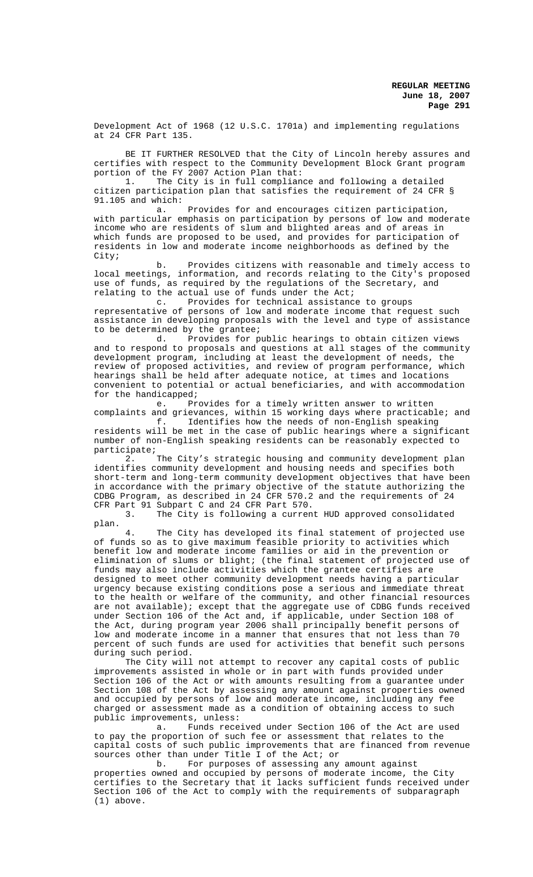Development Act of 1968 (12 U.S.C. 1701a) and implementing regulations at 24 CFR Part 135.

BE IT FURTHER RESOLVED that the City of Lincoln hereby assures and certifies with respect to the Community Development Block Grant program portion of the FY 2007 Action Plan that:

1. The City is in full compliance and following a detailed citizen participation plan that satisfies the requirement of 24 CFR § 91.105 and which:

   a. Provides for and encourages citizen participation, with particular emphasis on participation by persons of low and moderate income who are residents of slum and blighted areas and of areas in which funds are proposed to be used, and provides for participation of residents in low and moderate income neighborhoods as defined by the City;

   b. Provides citizens with reasonable and timely access to local meetings, information, and records relating to the City's proposed use of funds, as required by the regulations of the Secretary, and relating to the actual use of funds under the Act;

   c. Provides for technical assistance to groups representative of persons of low and moderate income that request such assistance in developing proposals with the level and type of assistance to be determined by the grantee;

   d. Provides for public hearings to obtain citizen views and to respond to proposals and questions at all stages of the community development program, including at least the development of needs, the review of proposed activities, and review of program performance, which hearings shall be held after adequate notice, at times and locations convenient to potential or actual beneficiaries, and with accommodation for the handicapped;

   e. Provides for a timely written answer to written complaints and grievances, within 15 working days where practicable; and

   f. Identifies how the needs of non-English speaking residents will be met in the case of public hearings where a significant number of non-English speaking residents can be reasonably expected to participate;

2. The City's strategic housing and community development plan identifies community development and housing needs and specifies both short-term and long-term community development objectives that have been in accordance with the primary objective of the statute authorizing the CDBG Program, as described in 24 CFR 570.2 and the requirements of 24 CFR Part 91 Subpart C and 24 CFR Part 570.

3. The City is following a current HUD approved consolidated plan.

4. The City has developed its final statement of projected use of funds so as to give maximum feasible priority to activities which benefit low and moderate income families or aid in the prevention or elimination of slums or blight; (the final statement of projected use of funds may also include activities which the grantee certifies are designed to meet other community development needs having a particular urgency because existing conditions pose a serious and immediate threat to the health or welfare of the community, and other financial resources are not available); except that the aggregate use of CDBG funds received under Section 106 of the Act and, if applicable, under Section 108 of the Act, during program year 2006 shall principally benefit persons of low and moderate income in a manner that ensures that not less than 70 percent of such funds are used for activities that benefit such persons during such period.

The City will not attempt to recover any capital costs of public improvements assisted in whole or in part with funds provided under Section 106 of the Act or with amounts resulting from a guarantee under Section 108 of the Act by assessing any amount against properties owned and occupied by persons of low and moderate income, including any fee charged or assessment made as a condition of obtaining access to such public improvements, unless:

   a. Funds received under Section 106 of the Act are used to pay the proportion of such fee or assessment that relates to the capital costs of such public improvements that are financed from revenue sources other than under Title I of the Act; or

   b. For purposes of assessing any amount against properties owned and occupied by persons of moderate income, the City certifies to the Secretary that it lacks sufficient funds received under Section 106 of the Act to comply with the requirements of subparagraph (1) above.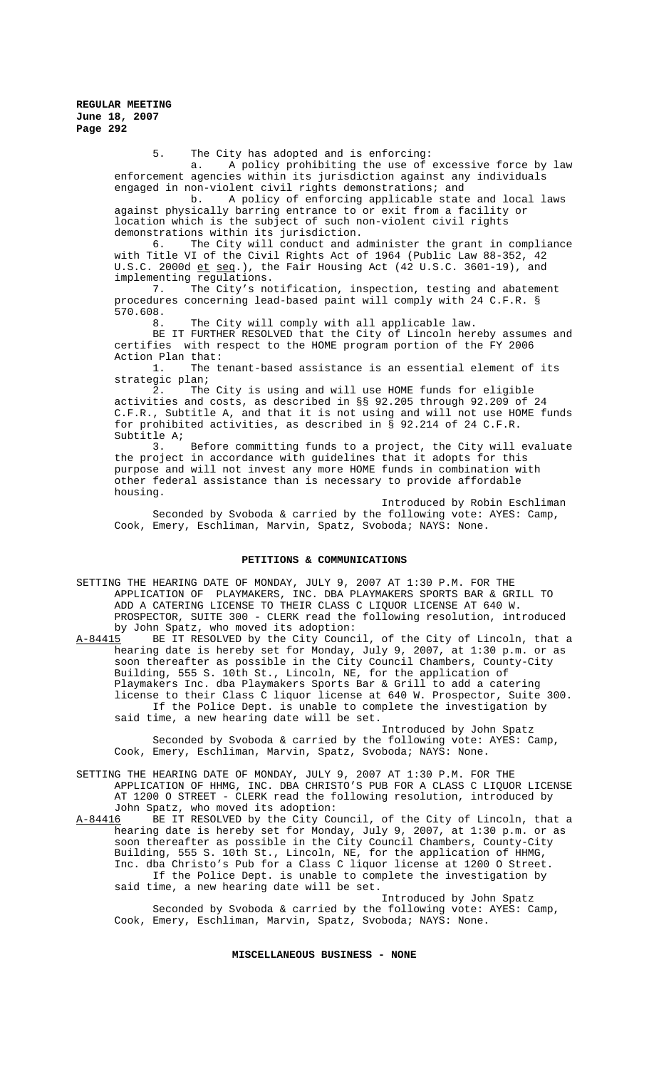5. The City has adopted and is enforcing:

a. A policy prohibiting the use of excessive force by law enforcement agencies within its jurisdiction against any individuals engaged in non-violent civil rights demonstrations; and

b. A policy of enforcing applicable state and local laws against physically barring entrance to or exit from a facility or location which is the subject of such non-violent civil rights demonstrations within its jurisdiction.

6. The City will conduct and administer the grant in compliance with Title VI of the Civil Rights Act of 1964 (Public Law 88-352, 42 U.S.C. 2000d et seq.), the Fair Housing Act (42 U.S.C. 3601-19), and implementing regulations.

7. The City's notification, inspection, testing and abatement procedures concerning lead-based paint will comply with 24 C.F.R. § 570.608.

8. The City will comply with all applicable law.

BE IT FURTHER RESOLVED that the City of Lincoln hereby assumes and certifies with respect to the HOME program portion of the FY 2006 Action Plan that:

1. The tenant-based assistance is an essential element of its strategic plan;

2. The City is using and will use HOME funds for eligible activities and costs, as described in §§ 92.205 through 92.209 of 24 C.F.R., Subtitle A, and that it is not using and will not use HOME funds for prohibited activities, as described in § 92.214 of 24 C.F.R. Subtitle A;

3. Before committing funds to a project, the City will evaluate the project in accordance with guidelines that it adopts for this purpose and will not invest any more HOME funds in combination with other federal assistance than is necessary to provide affordable housing.

Introduced by Robin Eschliman

Seconded by Svoboda & carried by the following vote: AYES: Camp, Cook, Emery, Eschliman, Marvin, Spatz, Svoboda; NAYS: None.

## PETITIONS & COMMUNICATIONS

SETTING THE HEARING DATE OF MONDAY, JULY 9, 2007 AT 1:30 P.M. FOR THE APPLICATION OF PLAYMAKERS, INC. DBA PLAYMAKERS SPORTS BAR & GRILL TO ADD A CATERING LICENSE TO THEIR CLASS C LIQUOR LICENSE AT 640 W. PROSPECTOR, SUITE 300 - CLERK read the following resolution, introduced by John Spatz, who moved its adoption:

A-84415 BE IT RESOLVED by the City Council, of the City of Lincoln, that a hearing date is hereby set for Monday, July 9, 2007, at 1:30 p.m. or as soon thereafter as possible in the City Council Chambers, County-City Building, 555 S. 10th St., Lincoln, NE, for the application of Playmakers Inc. dba Playmakers Sports Bar & Grill to add a catering license to their Class C liquor license at 640 W. Prospector, Suite 300.

If the Police Dept. is unable to complete the investigation by said time, a new hearing date will be set.

Introduced by John Spatz

Seconded by Svoboda & carried by the following vote: AYES: Camp, Cook, Emery, Eschliman, Marvin, Spatz, Svoboda; NAYS: None.

SETTING THE HEARING DATE OF MONDAY, JULY 9, 2007 AT 1:30 P.M. FOR THE APPLICATION OF HHMG, INC. DBA CHRISTO'S PUB FOR A CLASS C LIQUOR LICENSE AT 1200 O STREET - CLERK read the following resolution, introduced by John Spatz, who moved its adoption:

A-84416 BE IT RESOLVED by the City Council, of the City of Lincoln, that a hearing date is hereby set for Monday, July 9, 2007, at 1:30 p.m. or as soon thereafter as possible in the City Council Chambers, County-City Building, 555 S. 10th St., Lincoln, NE, for the application of HHMG, Inc. dba Christo's Pub for a Class C liquor license at 1200 O Street.

If the Police Dept. is unable to complete the investigation by said time, a new hearing date will be set.

Introduced by John Spatz

Seconded by Svoboda & carried by the following vote: AYES: Camp, Cook, Emery, Eschliman, Marvin, Spatz, Svoboda; NAYS: None.

## MISCELLANEOUS BUSINESS - NONE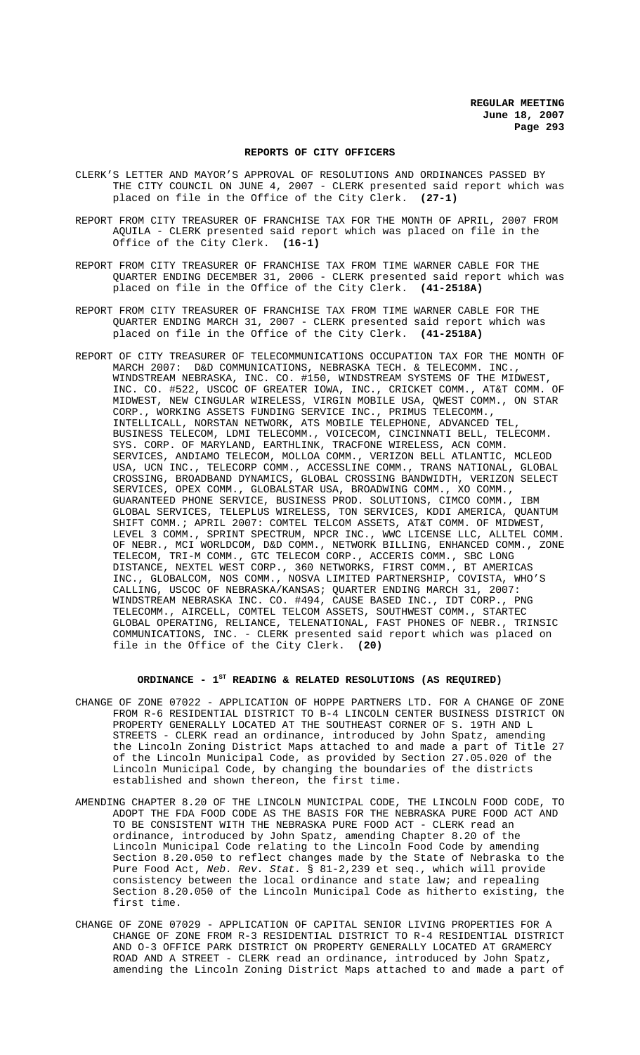## REPORTS OF CITY OFFICERS

CLERK'S LETTER AND MAYOR'S APPROVAL OF RESOLUTIONS AND ORDINANCES PASSED BY THE CITY COUNCIL ON JUNE 4, 2007 - CLERK presented said report which was placed on file in the Office of the City Clerk. **(27-1)**

REPORT FROM CITY TREASURER OF FRANCHISE TAX FOR THE MONTH OF APRIL, 2007 FROM AQUILA - CLERK presented said report which was placed on file in the Office of the City Clerk. **(16-1)**

REPORT FROM CITY TREASURER OF FRANCHISE TAX FROM TIME WARNER CABLE FOR THE QUARTER ENDING DECEMBER 31, 2006 - CLERK presented said report which was placed on file in the Office of the City Clerk. **(41-2518A)**

REPORT FROM CITY TREASURER OF FRANCHISE TAX FROM TIME WARNER CABLE FOR THE QUARTER ENDING MARCH 31, 2007 - CLERK presented said report which was placed on file in the Office of the City Clerk. **(41-2518A)**

REPORT OF CITY TREASURER OF TELECOMMUNICATIONS OCCUPATION TAX FOR THE MONTH OF MARCH 2007: D&D COMMUNICATIONS, NEBRASKA TECH. & TELECOMM. INC., WINDSTREAM NEBRASKA, INC. CO. #150, WINDSTREAM SYSTEMS OF THE MIDWEST, INC. CO. #522, USCOC OF GREATER IOWA, INC., CRICKET COMM., AT&T COMM. OF MIDWEST, NEW CINGULAR WIRELESS, VIRGIN MOBILE USA, QWEST COMM., ON STAR CORP., WORKING ASSETS FUNDING SERVICE INC., PRIMUS TELECOMM., INTELLICALL, NORSTAN NETWORK, ATS MOBILE TELEPHONE, ADVANCED TEL, BUSINESS TELECOM, LDMI TELECOMM., VOICECOM, CINCINNATI BELL, TELECOMM. SYS. CORP. OF MARYLAND, EARTHLINK, TRACFONE WIRELESS, ACN COMM. SERVICES, ANDIAMO TELECOM, MOLLOA COMM., VERIZON BELL ATLANTIC, MCLEOD USA, UCN INC., TELECORP COMM., ACCESSLINE COMM., TRANS NATIONAL, GLOBAL CROSSING, BROADBAND DYNAMICS, GLOBAL CROSSING BANDWIDTH, VERIZON SELECT SERVICES, OPEX COMM., GLOBALSTAR USA, BROADWING COMM., XO COMM., GUARANTEED PHONE SERVICE, BUSINESS PROD. SOLUTIONS, CIMCO COMM., IBM GLOBAL SERVICES, TELEPLUS WIRELESS, TON SERVICES, KDDI AMERICA, QUANTUM SHIFT COMM.; APRIL 2007: COMTEL TELCOM ASSETS, AT&T COMM. OF MIDWEST, LEVEL 3 COMM., SPRINT SPECTRUM, NPCR INC., WWC LICENSE LLC, ALLTEL COMM. OF NEBR., MCI WORLDCOM, D&D COMM., NETWORK BILLING, ENHANCED COMM., ZONE TELECOM, TRI-M COMM., GTC TELECOM CORP., ACCERIS COMM., SBC LONG DISTANCE, NEXTEL WEST CORP., 360 NETWORKS, FIRST COMM., BT AMERICAS INC., GLOBALCOM, NOS COMM., NOSVA LIMITED PARTNERSHIP, COVISTA, WHO'S CALLING, USCOC OF NEBRASKA/KANSAS; QUARTER ENDING MARCH 31, 2007: WINDSTREAM NEBRASKA INC. CO. #494, CAUSE BASED INC., IDT CORP., PNG TELECOMM., AIRCELL, COMTEL TELCOM ASSETS, SOUTHWEST COMM., STARTEC GLOBAL OPERATING, RELIANCE, TELENATIONAL, FAST PHONES OF NEBR., TRINSIC COMMUNICATIONS, INC. - CLERK presented said report which was placed on file in the Office of the City Clerk. **(20)**

## ORDINANCE - 1ST READING & RELATED RESOLUTIONS (AS REQUIRED)

CHANGE OF ZONE 07022 - APPLICATION OF HOPPE PARTNERS LTD. FOR A CHANGE OF ZONE FROM R-6 RESIDENTIAL DISTRICT TO B-4 LINCOLN CENTER BUSINESS DISTRICT ON PROPERTY GENERALLY LOCATED AT THE SOUTHEAST CORNER OF S. 19TH AND L STREETS - CLERK read an ordinance, introduced by John Spatz, amending the Lincoln Zoning District Maps attached to and made a part of Title 27 of the Lincoln Municipal Code, as provided by Section 27.05.020 of the Lincoln Municipal Code, by changing the boundaries of the districts established and shown thereon, the first time.

AMENDING CHAPTER 8.20 OF THE LINCOLN MUNICIPAL CODE, THE LINCOLN FOOD CODE, TO ADOPT THE FDA FOOD CODE AS THE BASIS FOR THE NEBRASKA PURE FOOD ACT AND TO BE CONSISTENT WITH THE NEBRASKA PURE FOOD ACT - CLERK read an ordinance, introduced by John Spatz, amending Chapter 8.20 of the Lincoln Municipal Code relating to the Lincoln Food Code by amending Section 8.20.050 to reflect changes made by the State of Nebraska to the Pure Food Act, *Neb. Rev. Stat.* § 81-2,239 et seq., which will provide consistency between the local ordinance and state law; and repealing Section 8.20.050 of the Lincoln Municipal Code as hitherto existing, the first time.

CHANGE OF ZONE 07029 - APPLICATION OF CAPITAL SENIOR LIVING PROPERTIES FOR A CHANGE OF ZONE FROM R-3 RESIDENTIAL DISTRICT TO R-4 RESIDENTIAL DISTRICT AND O-3 OFFICE PARK DISTRICT ON PROPERTY GENERALLY LOCATED AT GRAMERCY ROAD AND A STREET - CLERK read an ordinance, introduced by John Spatz, amending the Lincoln Zoning District Maps attached to and made a part of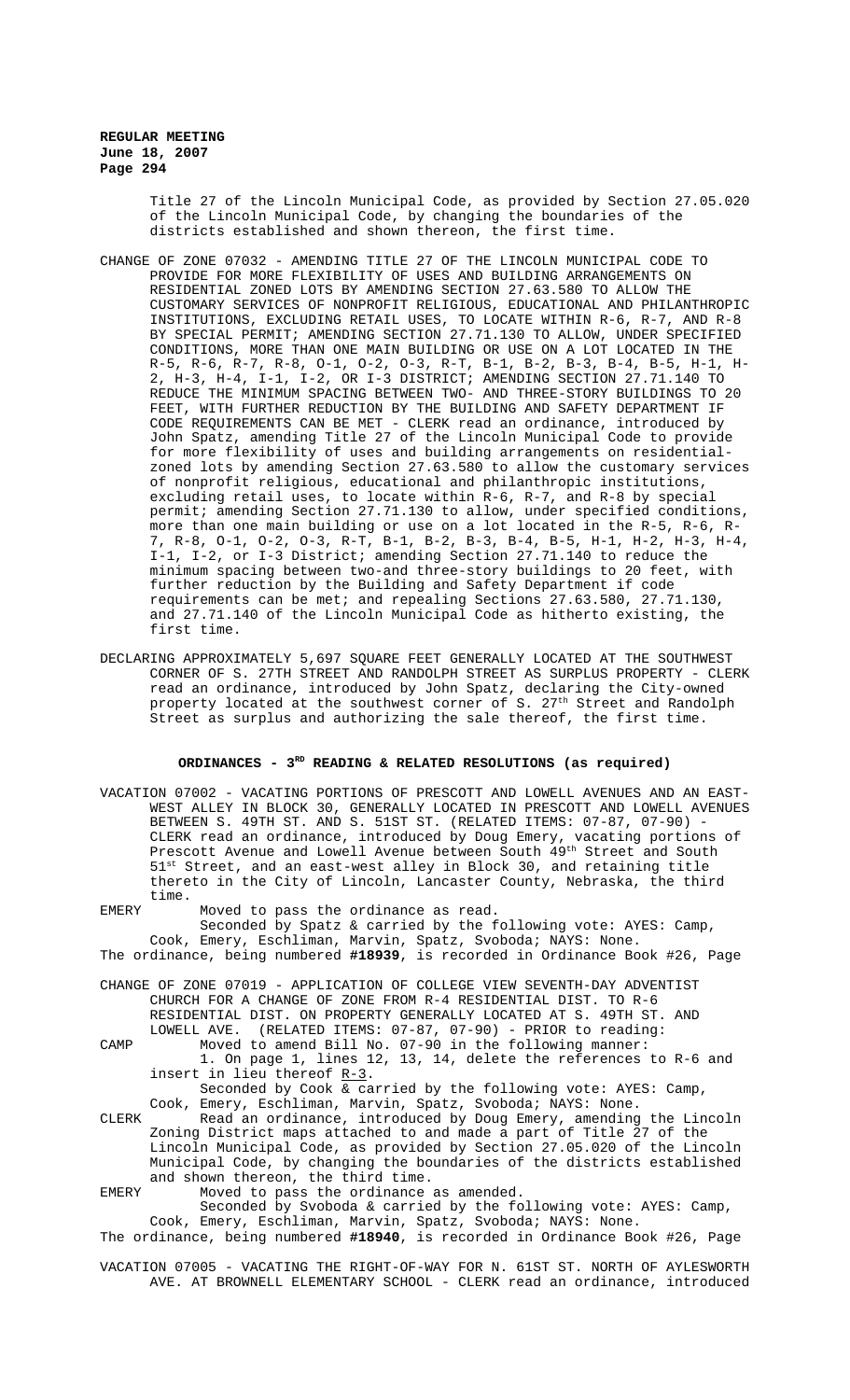Title 27 of the Lincoln Municipal Code, as provided by Section 27.05.020 of the Lincoln Municipal Code, by changing the boundaries of the districts established and shown thereon, the first time.

CHANGE OF ZONE 07032 - AMENDING TITLE 27 OF THE LINCOLN MUNICIPAL CODE TO PROVIDE FOR MORE FLEXIBILITY OF USES AND BUILDING ARRANGEMENTS ON RESIDENTIAL ZONED LOTS BY AMENDING SECTION 27.63.580 TO ALLOW THE CUSTOMARY SERVICES OF NONPROFIT RELIGIOUS, EDUCATIONAL AND PHILANTHROPIC INSTITUTIONS, EXCLUDING RETAIL USES, TO LOCATE WITHIN R-6, R-7, AND R-8 BY SPECIAL PERMIT; AMENDING SECTION 27.71.130 TO ALLOW, UNDER SPECIFIED CONDITIONS, MORE THAN ONE MAIN BUILDING OR USE ON A LOT LOCATED IN THE R-5, R-6, R-7, R-8, O-1, O-2, O-3, R-T, B-1, B-2, B-3, B-4, B-5, H-1, H-2, H-3, H-4, I-1, I-2, OR I-3 DISTRICT; AMENDING SECTION 27.71.140 TO REDUCE THE MINIMUM SPACING BETWEEN TWO- AND THREE-STORY BUILDINGS TO 20 FEET, WITH FURTHER REDUCTION BY THE BUILDING AND SAFETY DEPARTMENT IF CODE REQUIREMENTS CAN BE MET - CLERK read an ordinance, introduced by John Spatz, amending Title 27 of the Lincoln Municipal Code to provide for more flexibility of uses and building arrangements on residential-zoned lots by amending Section 27.63.580 to allow the customary services of nonprofit religious, educational and philanthropic institutions, excluding retail uses, to locate within R-6, R-7, and R-8 by special permit; amending Section 27.71.130 to allow, under specified conditions, more than one main building or use on a lot located in the R-5, R-6, R-7, R-8, O-1, O-2, O-3, R-T, B-1, B-2, B-3, B-4, B-5, H-1, H-2, H-3, H-4, I-1, I-2, or I-3 District; amending Section 27.71.140 to reduce the minimum spacing between two-and three-story buildings to 20 feet, with further reduction by the Building and Safety Department if code requirements can be met; and repealing Sections 27.63.580, 27.71.130, and 27.71.140 of the Lincoln Municipal Code as hitherto existing, the first time.

DECLARING APPROXIMATELY 5,697 SQUARE FEET GENERALLY LOCATED AT THE SOUTHWEST CORNER OF S. 27TH STREET AND RANDOLPH STREET AS SURPLUS PROPERTY - CLERK read an ordinance, introduced by John Spatz, declaring the City-owned property located at the southwest corner of S. 27th Street and Randolph Street as surplus and authorizing the sale thereof, the first time.

## ORDINANCES - 3RD READING & RELATED RESOLUTIONS (as required)

VACATION 07002 - VACATING PORTIONS OF PRESCOTT AND LOWELL AVENUES AND AN EAST-WEST ALLEY IN BLOCK 30, GENERALLY LOCATED IN PRESCOTT AND LOWELL AVENUES BETWEEN S. 49TH ST. AND S. 51ST ST. (RELATED ITEMS: 07-87, 07-90) - CLERK read an ordinance, introduced by Doug Emery, vacating portions of Prescott Avenue and Lowell Avenue between South 49th Street and South 51st Street, and an east-west alley in Block 30, and retaining title thereto in the City of Lincoln, Lancaster County, Nebraska, the third time.

EMERY Moved to pass the ordinance as read.
Seconded by Spatz & carried by the following vote: AYES: Camp, Cook, Emery, Eschliman, Marvin, Spatz, Svoboda; NAYS: None.

The ordinance, being numbered **#18939**, is recorded in Ordinance Book #26, Page

CHANGE OF ZONE 07019 - APPLICATION OF COLLEGE VIEW SEVENTH-DAY ADVENTIST CHURCH FOR A CHANGE OF ZONE FROM R-4 RESIDENTIAL DIST. TO R-6 RESIDENTIAL DIST. ON PROPERTY GENERALLY LOCATED AT S. 49TH ST. AND LOWELL AVE. (RELATED ITEMS: 07-87, 07-90) - PRIOR to reading:

CAMP Moved to amend Bill No. 07-90 in the following manner:
1. On page 1, lines 12, 13, 14, delete the references to R-6 and insert in lieu thereof R-3.
Seconded by Cook & carried by the following vote: AYES: Camp, Cook, Emery, Eschliman, Marvin, Spatz, Svoboda; NAYS: None.

CLERK Read an ordinance, introduced by Doug Emery, amending the Lincoln Zoning District maps attached to and made a part of Title 27 of the Lincoln Municipal Code, as provided by Section 27.05.020 of the Lincoln Municipal Code, by changing the boundaries of the districts established and shown thereon, the third time.

EMERY Moved to pass the ordinance as amended.
Seconded by Svoboda & carried by the following vote: AYES: Camp, Cook, Emery, Eschliman, Marvin, Spatz, Svoboda; NAYS: None.

The ordinance, being numbered **#18940**, is recorded in Ordinance Book #26, Page

VACATION 07005 - VACATING THE RIGHT-OF-WAY FOR N. 61ST ST. NORTH OF AYLESWORTH AVE. AT BROWNELL ELEMENTARY SCHOOL - CLERK read an ordinance, introduced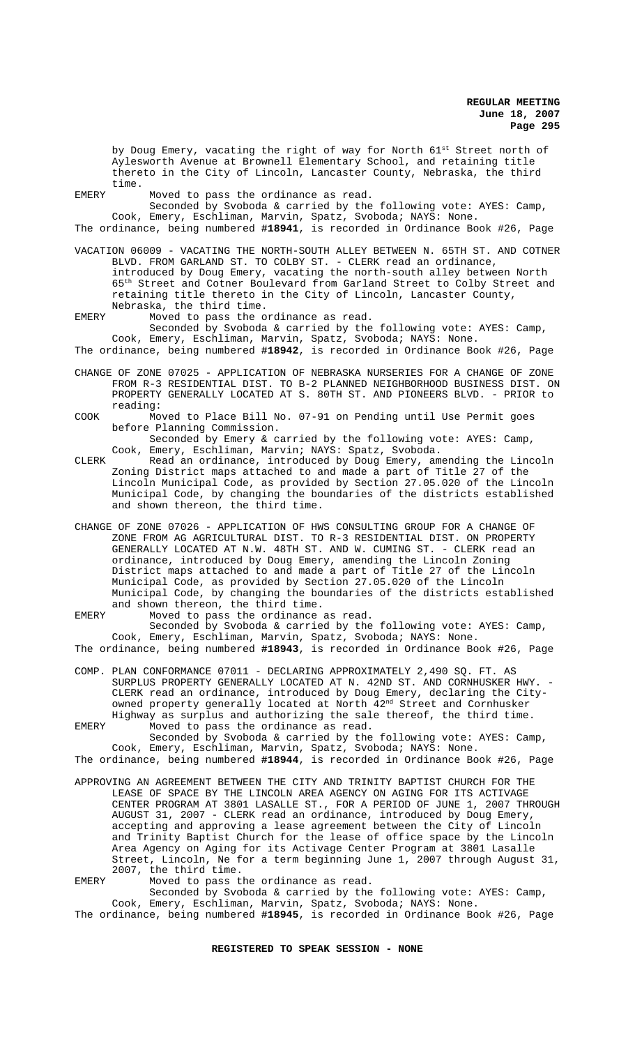by Doug Emery, vacating the right of way for North 61st Street north of Aylesworth Avenue at Brownell Elementary School, and retaining title thereto in the City of Lincoln, Lancaster County, Nebraska, the third time.

EMERY Moved to pass the ordinance as read.

Seconded by Svoboda & carried by the following vote: AYES: Camp, Cook, Emery, Eschliman, Marvin, Spatz, Svoboda; NAYS: None.

The ordinance, being numbered **#18941**, is recorded in Ordinance Book #26, Page

VACATION 06009 - VACATING THE NORTH-SOUTH ALLEY BETWEEN N. 65TH ST. AND COTNER BLVD. FROM GARLAND ST. TO COLBY ST. - CLERK read an ordinance, introduced by Doug Emery, vacating the north-south alley between North 65th Street and Cotner Boulevard from Garland Street to Colby Street and retaining title thereto in the City of Lincoln, Lancaster County, Nebraska, the third time.

EMERY Moved to pass the ordinance as read.

Seconded by Svoboda & carried by the following vote: AYES: Camp, Cook, Emery, Eschliman, Marvin, Spatz, Svoboda; NAYS: None.

The ordinance, being numbered **#18942**, is recorded in Ordinance Book #26, Page

CHANGE OF ZONE 07025 - APPLICATION OF NEBRASKA NURSERIES FOR A CHANGE OF ZONE FROM R-3 RESIDENTIAL DIST. TO B-2 PLANNED NEIGHBORHOOD BUSINESS DIST. ON PROPERTY GENERALLY LOCATED AT S. 80TH ST. AND PIONEERS BLVD. - PRIOR to reading:

COOK Moved to Place Bill No. 07-91 on Pending until Use Permit goes before Planning Commission.

Seconded by Emery & carried by the following vote: AYES: Camp, Cook, Emery, Eschliman, Marvin; NAYS: Spatz, Svoboda.

CLERK Read an ordinance, introduced by Doug Emery, amending the Lincoln Zoning District maps attached to and made a part of Title 27 of the Lincoln Municipal Code, as provided by Section 27.05.020 of the Lincoln Municipal Code, by changing the boundaries of the districts established and shown thereon, the third time.

CHANGE OF ZONE 07026 - APPLICATION OF HWS CONSULTING GROUP FOR A CHANGE OF ZONE FROM AG AGRICULTURAL DIST. TO R-3 RESIDENTIAL DIST. ON PROPERTY GENERALLY LOCATED AT N.W. 48TH ST. AND W. CUMING ST. - CLERK read an ordinance, introduced by Doug Emery, amending the Lincoln Zoning District maps attached to and made a part of Title 27 of the Lincoln Municipal Code, as provided by Section 27.05.020 of the Lincoln Municipal Code, by changing the boundaries of the districts established and shown thereon, the third time.

EMERY Moved to pass the ordinance as read.

Seconded by Svoboda & carried by the following vote: AYES: Camp, Cook, Emery, Eschliman, Marvin, Spatz, Svoboda; NAYS: None.

The ordinance, being numbered **#18943**, is recorded in Ordinance Book #26, Page

COMP. PLAN CONFORMANCE 07011 - DECLARING APPROXIMATELY 2,490 SQ. FT. AS SURPLUS PROPERTY GENERALLY LOCATED AT N. 42ND ST. AND CORNHUSKER HWY. - CLERK read an ordinance, introduced by Doug Emery, declaring the City-owned property generally located at North 42nd Street and Cornhusker Highway as surplus and authorizing the sale thereof, the third time.

EMERY Moved to pass the ordinance as read.

Seconded by Svoboda & carried by the following vote: AYES: Camp, Cook, Emery, Eschliman, Marvin, Spatz, Svoboda; NAYS: None.

The ordinance, being numbered **#18944**, is recorded in Ordinance Book #26, Page

APPROVING AN AGREEMENT BETWEEN THE CITY AND TRINITY BAPTIST CHURCH FOR THE LEASE OF SPACE BY THE LINCOLN AREA AGENCY ON AGING FOR ITS ACTIVAGE CENTER PROGRAM AT 3801 LASALLE ST., FOR A PERIOD OF JUNE 1, 2007 THROUGH AUGUST 31, 2007 - CLERK read an ordinance, introduced by Doug Emery, accepting and approving a lease agreement between the City of Lincoln and Trinity Baptist Church for the lease of office space by the Lincoln Area Agency on Aging for its Activage Center Program at 3801 Lasalle Street, Lincoln, Ne for a term beginning June 1, 2007 through August 31, 2007, the third time.

EMERY Moved to pass the ordinance as read.

Seconded by Svoboda & carried by the following vote: AYES: Camp, Cook, Emery, Eschliman, Marvin, Spatz, Svoboda; NAYS: None.

The ordinance, being numbered **#18945**, is recorded in Ordinance Book #26, Page

**REGISTERED TO SPEAK SESSION - NONE**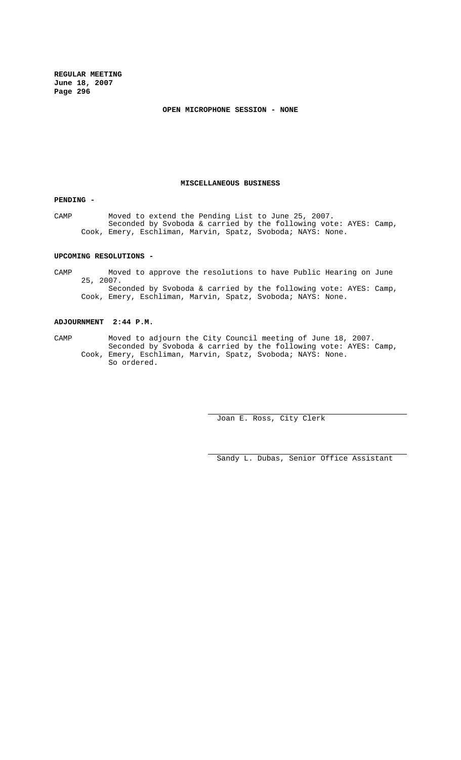**OPEN MICROPHONE SESSION - NONE**

**MISCELLANEOUS BUSINESS**

**PENDING -**

CAMP Moved to extend the Pending List to June 25, 2007.
Seconded by Svoboda & carried by the following vote: AYES: Camp, Cook, Emery, Eschliman, Marvin, Spatz, Svoboda; NAYS: None.

**UPCOMING RESOLUTIONS -**

CAMP Moved to approve the resolutions to have Public Hearing on June 25, 2007.
Seconded by Svoboda & carried by the following vote: AYES: Camp, Cook, Emery, Eschliman, Marvin, Spatz, Svoboda; NAYS: None.

**ADJOURNMENT 2:44 P.M.**

CAMP Moved to adjourn the City Council meeting of June 18, 2007.
Seconded by Svoboda & carried by the following vote: AYES: Camp, Cook, Emery, Eschliman, Marvin, Spatz, Svoboda; NAYS: None.
So ordered.

Joan E. Ross, City Clerk

Sandy L. Dubas, Senior Office Assistant